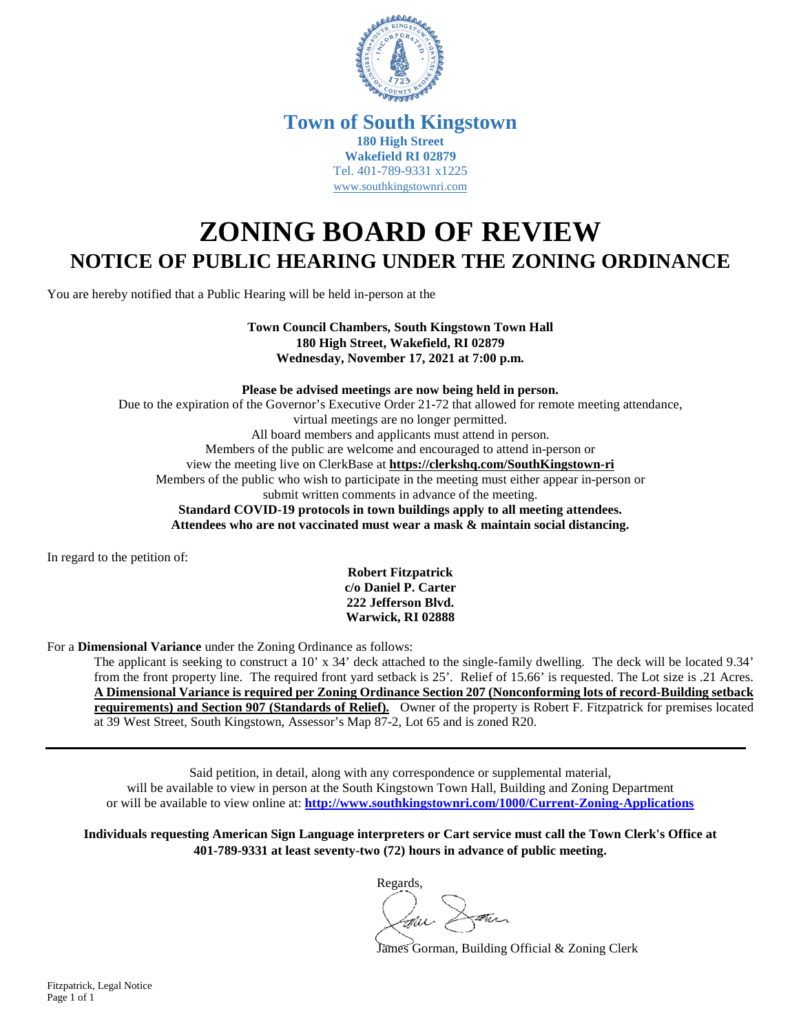**Town of South Kingstown**
**180 High Street**
**Wakefield RI 02879**
Tel. 401-789-9331 x1225
www.southkingstownri.com

# ZONING BOARD OF REVIEW

## NOTICE OF PUBLIC HEARING UNDER THE ZONING ORDINANCE

You are hereby notified that a Public Hearing will be held in-person at the

**Town Council Chambers, South Kingstown Town Hall**
**180 High Street, Wakefield, RI 02879**
**Wednesday, November 17, 2021 at 7:00 p.m.**

**Please be advised meetings are now being held in person.**
Due to the expiration of the Governor's Executive Order 21-72 that allowed for remote meeting attendance, virtual meetings are no longer permitted.
All board members and applicants must attend in person.
Members of the public are welcome and encouraged to attend in-person or view the meeting live on ClerkBase at **https://clerkshq.com/SouthKingstown-ri**
Members of the public who wish to participate in the meeting must either appear in-person or submit written comments in advance of the meeting.
**Standard COVID-19 protocols in town buildings apply to all meeting attendees.**
**Attendees who are not vaccinated must wear a mask & maintain social distancing.**

In regard to the petition of:

**Robert Fitzpatrick**
**c/o Daniel P. Carter**
**222 Jefferson Blvd.**
**Warwick, RI 02888**

For a **Dimensional Variance** under the Zoning Ordinance as follows:

The applicant is seeking to construct a 10' x 34' deck attached to the single-family dwelling. The deck will be located 9.34' from the front property line. The required front yard setback is 25'. Relief of 15.66' is requested. The Lot size is .21 Acres. **A Dimensional Variance is required per Zoning Ordinance Section 207 (Nonconforming lots of record-Building setback requirements) and Section 907 (Standards of Relief).** Owner of the property is Robert F. Fitzpatrick for premises located at 39 West Street, South Kingstown, Assessor's Map 87-2, Lot 65 and is zoned R20.

---

Said petition, in detail, along with any correspondence or supplemental material, will be available to view in person at the South Kingstown Town Hall, Building and Zoning Department or will be available to view online at: **http://www.southkingstownri.com/1000/Current-Zoning-Applications**

**Individuals requesting American Sign Language interpreters or Cart service must call the Town Clerk's Office at 401-789-9331 at least seventy-two (72) hours in advance of public meeting.**

Regards,

James Gorman, Building Official & Zoning Clerk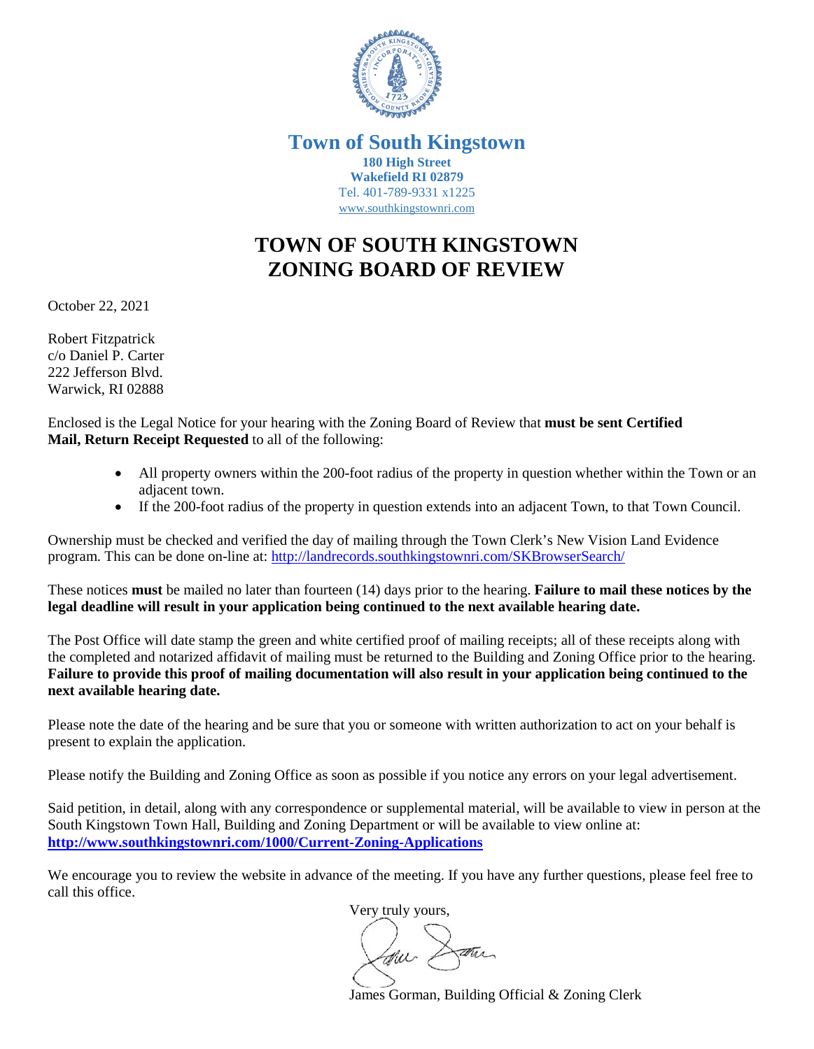**Town of South Kingstown**
**180 High Street**
**Wakefield RI 02879**
Tel. 401-789-9331 x1225
www.southkingstownri.com

# TOWN OF SOUTH KINGSTOWN ZONING BOARD OF REVIEW

October 22, 2021

Robert Fitzpatrick
c/o Daniel P. Carter
222 Jefferson Blvd.
Warwick, RI 02888

Enclosed is the Legal Notice for your hearing with the Zoning Board of Review that **must be sent Certified Mail, Return Receipt Requested** to all of the following:

- All property owners within the 200-foot radius of the property in question whether within the Town or an adjacent town.
- If the 200-foot radius of the property in question extends into an adjacent Town, to that Town Council.

Ownership must be checked and verified the day of mailing through the Town Clerk's New Vision Land Evidence program. This can be done on-line at: http://landrecords.southkingstownri.com/SKBrowserSearch/

These notices **must** be mailed no later than fourteen (14) days prior to the hearing. **Failure to mail these notices by the legal deadline will result in your application being continued to the next available hearing date.**

The Post Office will date stamp the green and white certified proof of mailing receipts; all of these receipts along with the completed and notarized affidavit of mailing must be returned to the Building and Zoning Office prior to the hearing. **Failure to provide this proof of mailing documentation will also result in your application being continued to the next available hearing date.**

Please note the date of the hearing and be sure that you or someone with written authorization to act on your behalf is present to explain the application.

Please notify the Building and Zoning Office as soon as possible if you notice any errors on your legal advertisement.

Said petition, in detail, along with any correspondence or supplemental material, will be available to view in person at the South Kingstown Town Hall, Building and Zoning Department or will be available to view online at: **http://www.southkingstownri.com/1000/Current-Zoning-Applications**

We encourage you to review the website in advance of the meeting. If you have any further questions, please feel free to call this office.

Very truly yours,

James Gorman, Building Official & Zoning Clerk